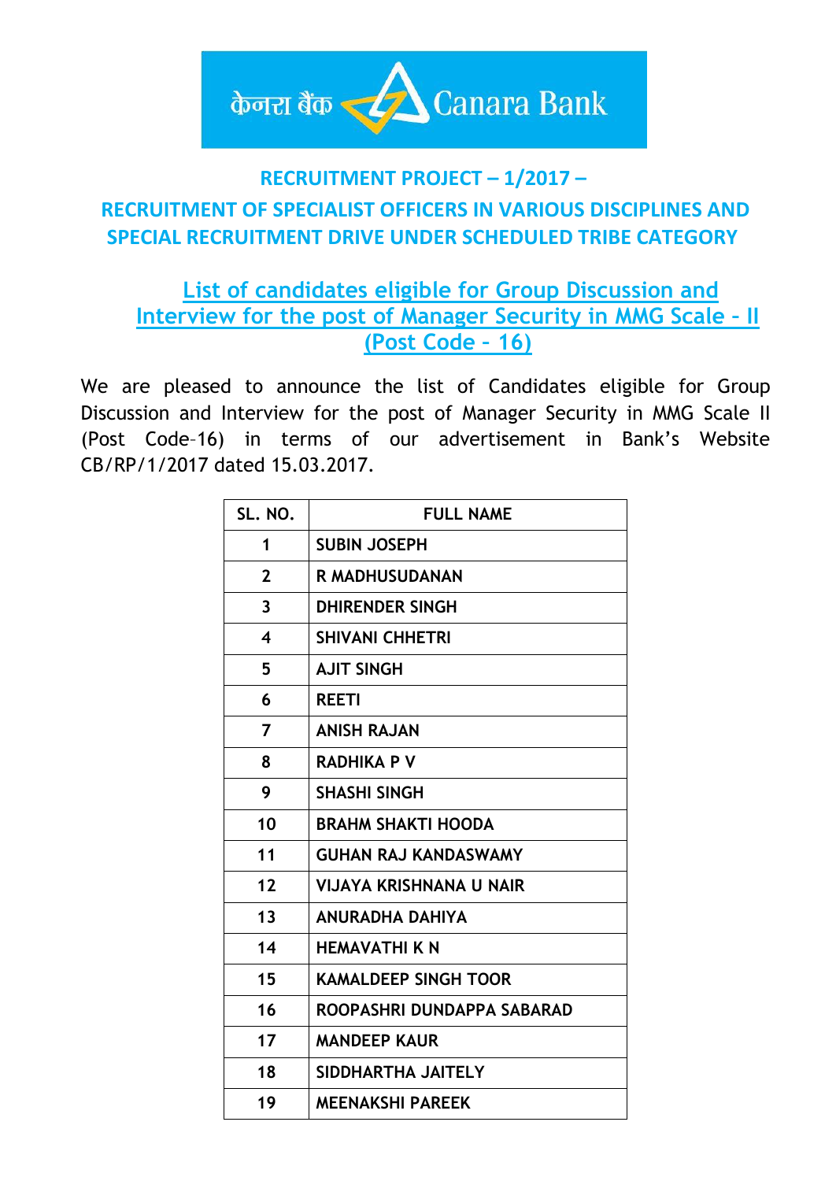केनरा बैंक Canara Bank

## RECRUITMENT PROJECT – 1/2017 –

## RECRUITMENT OF SPECIALIST OFFICERS IN VARIOUS DISCIPLINES AND SPECIAL RECRUITMENT DRIVE UNDER SCHEDULED TRIBE CATEGORY

### List of candidates eligible for Group Discussion and Interview for the post of Manager Security in MMG Scale - II (Post Code - 16)

We are pleased to announce the list of Candidates eligible for Group Discussion and Interview for the post of Manager Security in MMG Scale II (Post Code–16) in terms of our advertisement in Bank's Website CB/RP/1/2017 dated 15.03.2017.

| SL. NO. | FULL NAME |
|---|---|
| 1 | SUBIN JOSEPH |
| 2 | R MADHUSUDANAN |
| 3 | DHIRENDER SINGH |
| 4 | SHIVANI CHHETRI |
| 5 | AJIT SINGH |
| 6 | REETI |
| 7 | ANISH RAJAN |
| 8 | RADHIKA P V |
| 9 | SHASHI SINGH |
| 10 | BRAHM SHAKTI HOODA |
| 11 | GUHAN RAJ KANDASWAMY |
| 12 | VIJAYA KRISHNANA U NAIR |
| 13 | ANURADHA DAHIYA |
| 14 | HEMAVATHI K N |
| 15 | KAMALDEEP SINGH TOOR |
| 16 | ROOPASHRI DUNDAPPA SABARAD |
| 17 | MANDEEP KAUR |
| 18 | SIDDHARTHA JAITELY |
| 19 | MEENAKSHI PAREEK |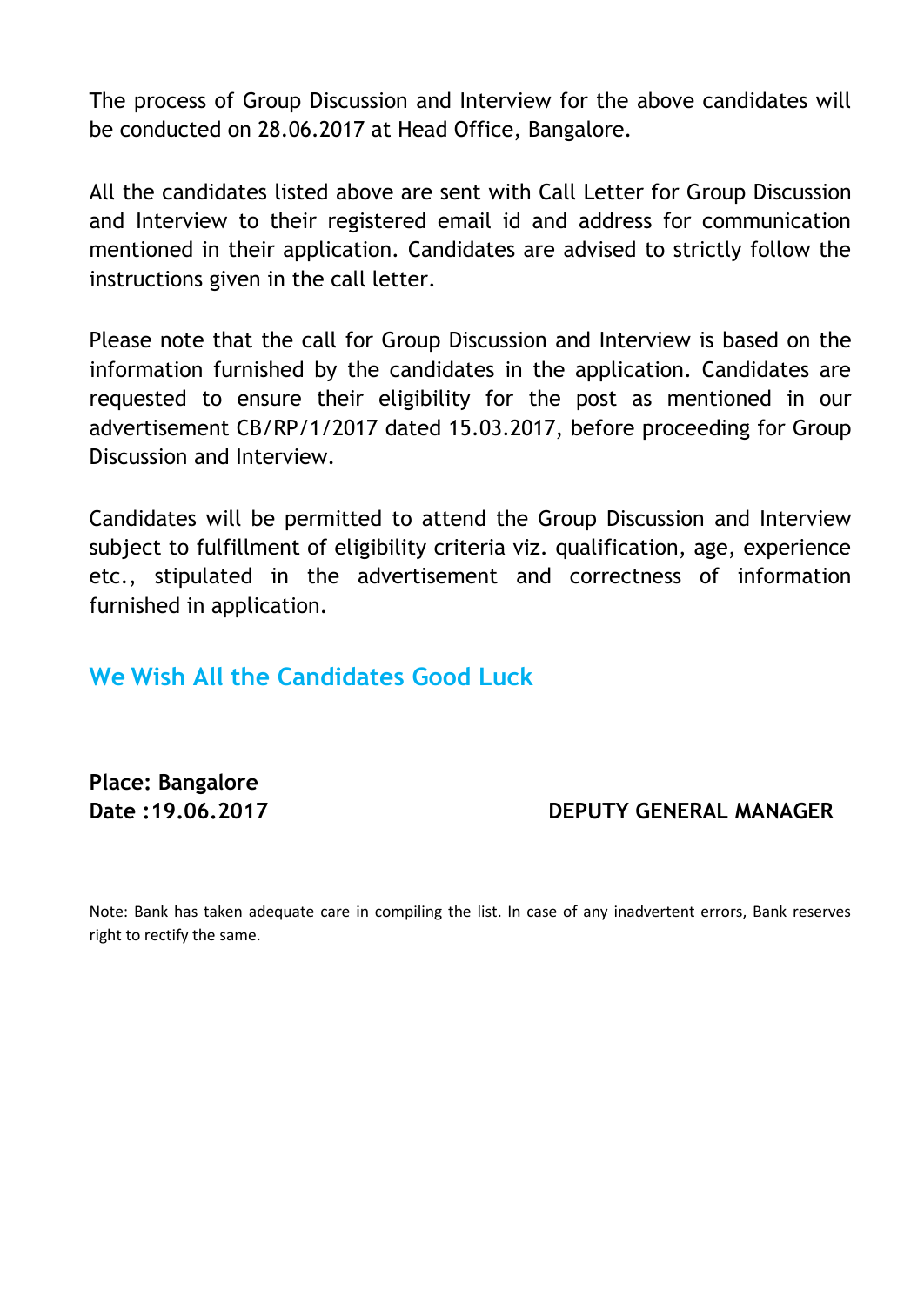The process of Group Discussion and Interview for the above candidates will be conducted on 28.06.2017 at Head Office, Bangalore.

All the candidates listed above are sent with Call Letter for Group Discussion and Interview to their registered email id and address for communication mentioned in their application. Candidates are advised to strictly follow the instructions given in the call letter.

Please note that the call for Group Discussion and Interview is based on the information furnished by the candidates in the application. Candidates are requested to ensure their eligibility for the post as mentioned in our advertisement CB/RP/1/2017 dated 15.03.2017, before proceeding for Group Discussion and Interview.

Candidates will be permitted to attend the Group Discussion and Interview subject to fulfillment of eligibility criteria viz. qualification, age, experience etc., stipulated in the advertisement and correctness of information furnished in application.

## We Wish All the Candidates Good Luck

**Place: Bangalore**
**Date :19.06.2017** **DEPUTY GENERAL MANAGER**

Note: Bank has taken adequate care in compiling the list. In case of any inadvertent errors, Bank reserves right to rectify the same.